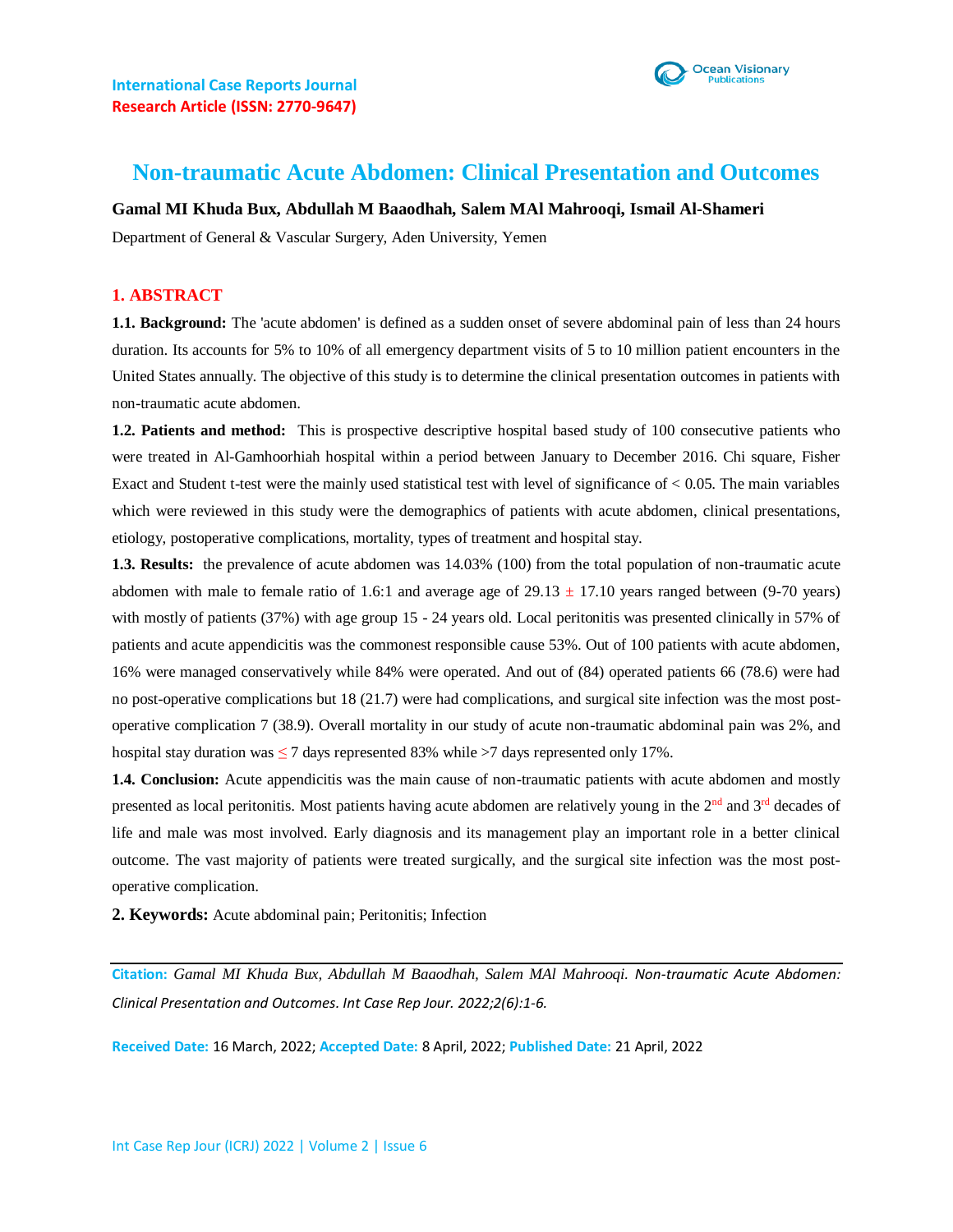International Case Reports Journal
Research Article (ISSN: 2770-9647)

# Non-traumatic Acute Abdomen: Clinical Presentation and Outcomes

**Gamal MI Khuda Bux, Abdullah M Baaodhah, Salem MAl Mahrooqi, Ismail Al-Shameri**

Department of General & Vascular Surgery, Aden University, Yemen

## 1. ABSTRACT

**1.1. Background:** The 'acute abdomen' is defined as a sudden onset of severe abdominal pain of less than 24 hours duration. Its accounts for 5% to 10% of all emergency department visits of 5 to 10 million patient encounters in the United States annually. The objective of this study is to determine the clinical presentation outcomes in patients with non-traumatic acute abdomen.

**1.2. Patients and method:** This is prospective descriptive hospital based study of 100 consecutive patients who were treated in Al-Gamhoorhiah hospital within a period between January to December 2016. Chi square, Fisher Exact and Student t-test were the mainly used statistical test with level of significance of < 0.05. The main variables which were reviewed in this study were the demographics of patients with acute abdomen, clinical presentations, etiology, postoperative complications, mortality, types of treatment and hospital stay.

**1.3. Results:** the prevalence of acute abdomen was 14.03% (100) from the total population of non-traumatic acute abdomen with male to female ratio of 1.6:1 and average age of 29.13 ± 17.10 years ranged between (9-70 years) with mostly of patients (37%) with age group 15 - 24 years old. Local peritonitis was presented clinically in 57% of patients and acute appendicitis was the commonest responsible cause 53%. Out of 100 patients with acute abdomen, 16% were managed conservatively while 84% were operated. And out of (84) operated patients 66 (78.6) were had no post-operative complications but 18 (21.7) were had complications, and surgical site infection was the most post-operative complication 7 (38.9). Overall mortality in our study of acute non-traumatic abdominal pain was 2%, and hospital stay duration was ≤ 7 days represented 83% while >7 days represented only 17%.

**1.4. Conclusion:** Acute appendicitis was the main cause of non-traumatic patients with acute abdomen and mostly presented as local peritonitis. Most patients having acute abdomen are relatively young in the 2nd and 3rd decades of life and male was most involved. Early diagnosis and its management play an important role in a better clinical outcome. The vast majority of patients were treated surgically, and the surgical site infection was the most post-operative complication.

## 2. Keywords:

Acute abdominal pain; Peritonitis; Infection

**Citation:** *Gamal MI Khuda Bux, Abdullah M Baaodhah, Salem MAl Mahrooqi. Non-traumatic Acute Abdomen: Clinical Presentation and Outcomes. Int Case Rep Jour. 2022;2(6):1-6.*

**Received Date:** 16 March, 2022; **Accepted Date:** 8 April, 2022; **Published Date:** 21 April, 2022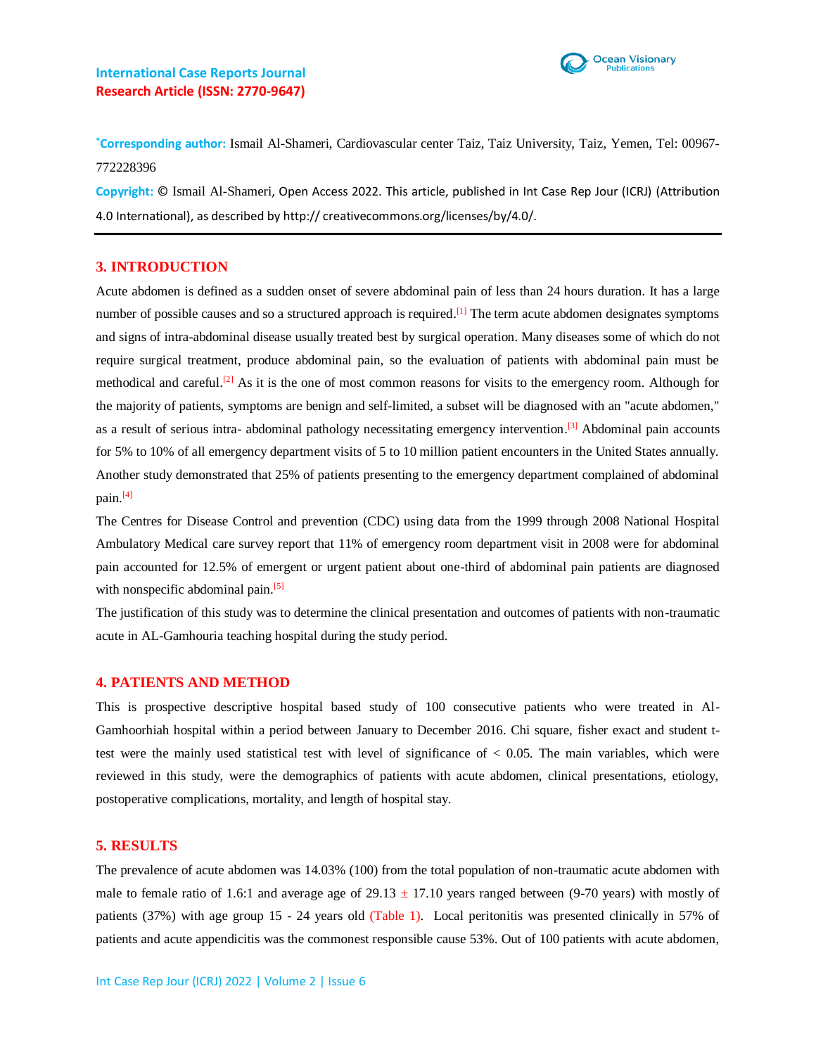***Corresponding author:** Ismail Al-Shameri, Cardiovascular center Taiz, Taiz University, Taiz, Yemen, Tel: 00967-772228396

**Copyright:** © Ismail Al-Shameri, Open Access 2022. This article, published in Int Case Rep Jour (ICRJ) (Attribution 4.0 International), as described by http:// creativecommons.org/licenses/by/4.0/.

## 3. INTRODUCTION

Acute abdomen is defined as a sudden onset of severe abdominal pain of less than 24 hours duration. It has a large number of possible causes and so a structured approach is required.[1] The term acute abdomen designates symptoms and signs of intra-abdominal disease usually treated best by surgical operation. Many diseases some of which do not require surgical treatment, produce abdominal pain, so the evaluation of patients with abdominal pain must be methodical and careful.[2] As it is the one of most common reasons for visits to the emergency room. Although for the majority of patients, symptoms are benign and self-limited, a subset will be diagnosed with an "acute abdomen," as a result of serious intra- abdominal pathology necessitating emergency intervention.[3] Abdominal pain accounts for 5% to 10% of all emergency department visits of 5 to 10 million patient encounters in the United States annually. Another study demonstrated that 25% of patients presenting to the emergency department complained of abdominal pain.[4]

The Centres for Disease Control and prevention (CDC) using data from the 1999 through 2008 National Hospital Ambulatory Medical care survey report that 11% of emergency room department visit in 2008 were for abdominal pain accounted for 12.5% of emergent or urgent patient about one-third of abdominal pain patients are diagnosed with nonspecific abdominal pain.[5]

The justification of this study was to determine the clinical presentation and outcomes of patients with non-traumatic acute in AL-Gamhouria teaching hospital during the study period.

## 4. PATIENTS AND METHOD

This is prospective descriptive hospital based study of 100 consecutive patients who were treated in Al-Gamhoorhiah hospital within a period between January to December 2016. Chi square, fisher exact and student t-test were the mainly used statistical test with level of significance of < 0.05. The main variables, which were reviewed in this study, were the demographics of patients with acute abdomen, clinical presentations, etiology, postoperative complications, mortality, and length of hospital stay.

## 5. RESULTS

The prevalence of acute abdomen was 14.03% (100) from the total population of non-traumatic acute abdomen with male to female ratio of 1.6:1 and average age of 29.13 ± 17.10 years ranged between (9-70 years) with mostly of patients (37%) with age group 15 - 24 years old (Table 1). Local peritonitis was presented clinically in 57% of patients and acute appendicitis was the commonest responsible cause 53%. Out of 100 patients with acute abdomen,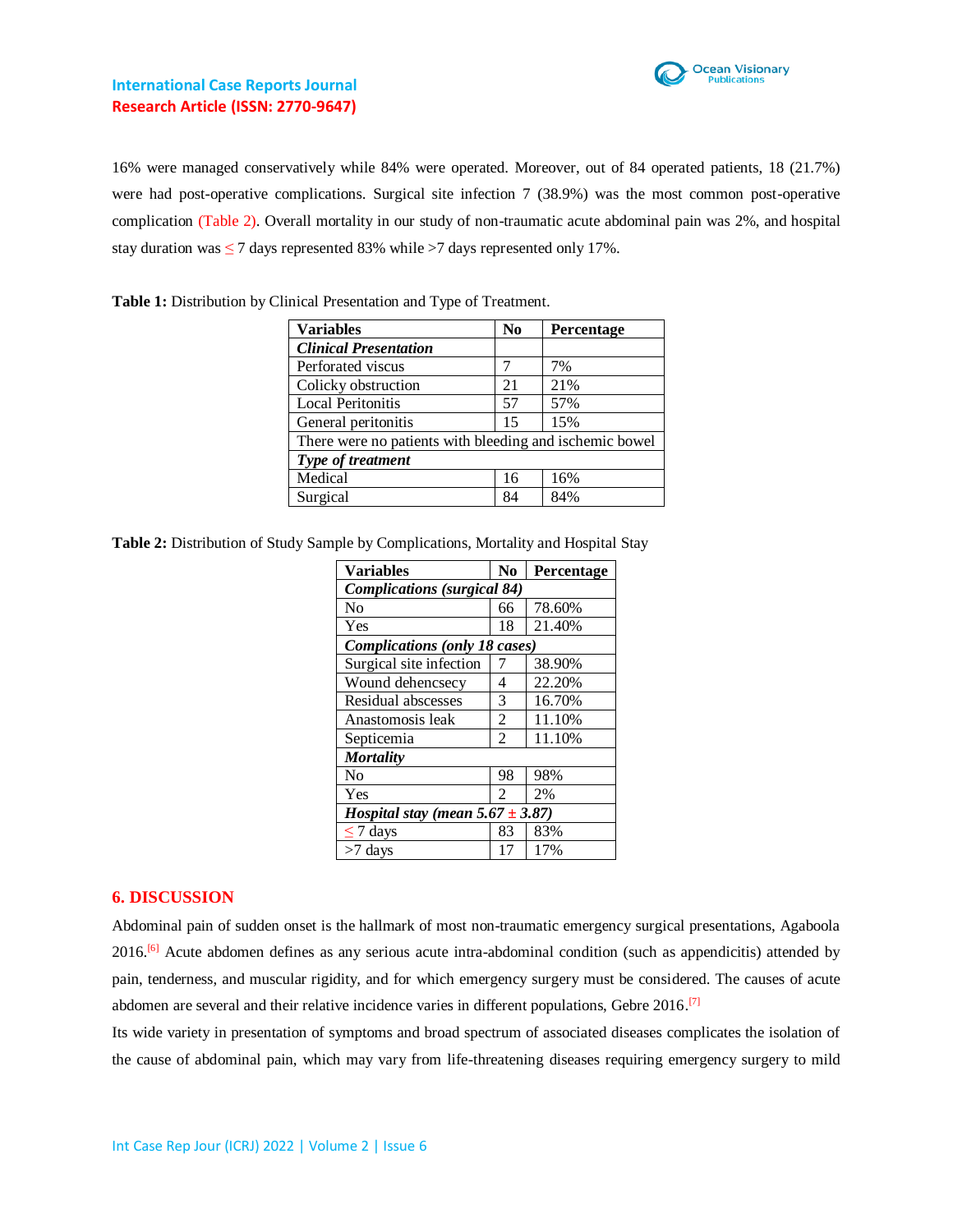16% were managed conservatively while 84% were operated. Moreover, out of 84 operated patients, 18 (21.7%) were had post-operative complications. Surgical site infection 7 (38.9%) was the most common post-operative complication (Table 2). Overall mortality in our study of non-traumatic acute abdominal pain was 2%, and hospital stay duration was ≤ 7 days represented 83% while >7 days represented only 17%.

**Table 1:** Distribution by Clinical Presentation and Type of Treatment.

| Variables | No | Percentage |
|---|---|---|
| ***Clinical Presentation*** | | |
| Perforated viscus | 7 | 7% |
| Colicky obstruction | 21 | 21% |
| Local Peritonitis | 57 | 57% |
| General peritonitis | 15 | 15% |
| There were no patients with bleeding and ischemic bowel | | |
| ***Type of treatment*** | | |
| Medical | 16 | 16% |
| Surgical | 84 | 84% |

**Table 2:** Distribution of Study Sample by Complications, Mortality and Hospital Stay

| Variables | No | Percentage |
|---|---|---|
| ***Complications (surgical 84)*** | | |
| No | 66 | 78.60% |
| Yes | 18 | 21.40% |
| ***Complications (only 18 cases)*** | | |
| Surgical site infection | 7 | 38.90% |
| Wound dehencsecy | 4 | 22.20% |
| Residual abscesses | 3 | 16.70% |
| Anastomosis leak | 2 | 11.10% |
| Septicemia | 2 | 11.10% |
| ***Mortality*** | | |
| No | 98 | 98% |
| Yes | 2 | 2% |
| ***Hospital stay (mean 5.67 ± 3.87)*** | | |
| ≤ 7 days | 83 | 83% |
| >7 days | 17 | 17% |

## 6. DISCUSSION

Abdominal pain of sudden onset is the hallmark of most non-traumatic emergency surgical presentations, Agaboola 2016.[6] Acute abdomen defines as any serious acute intra-abdominal condition (such as appendicitis) attended by pain, tenderness, and muscular rigidity, and for which emergency surgery must be considered. The causes of acute abdomen are several and their relative incidence varies in different populations, Gebre 2016.[7]

Its wide variety in presentation of symptoms and broad spectrum of associated diseases complicates the isolation of the cause of abdominal pain, which may vary from life-threatening diseases requiring emergency surgery to mild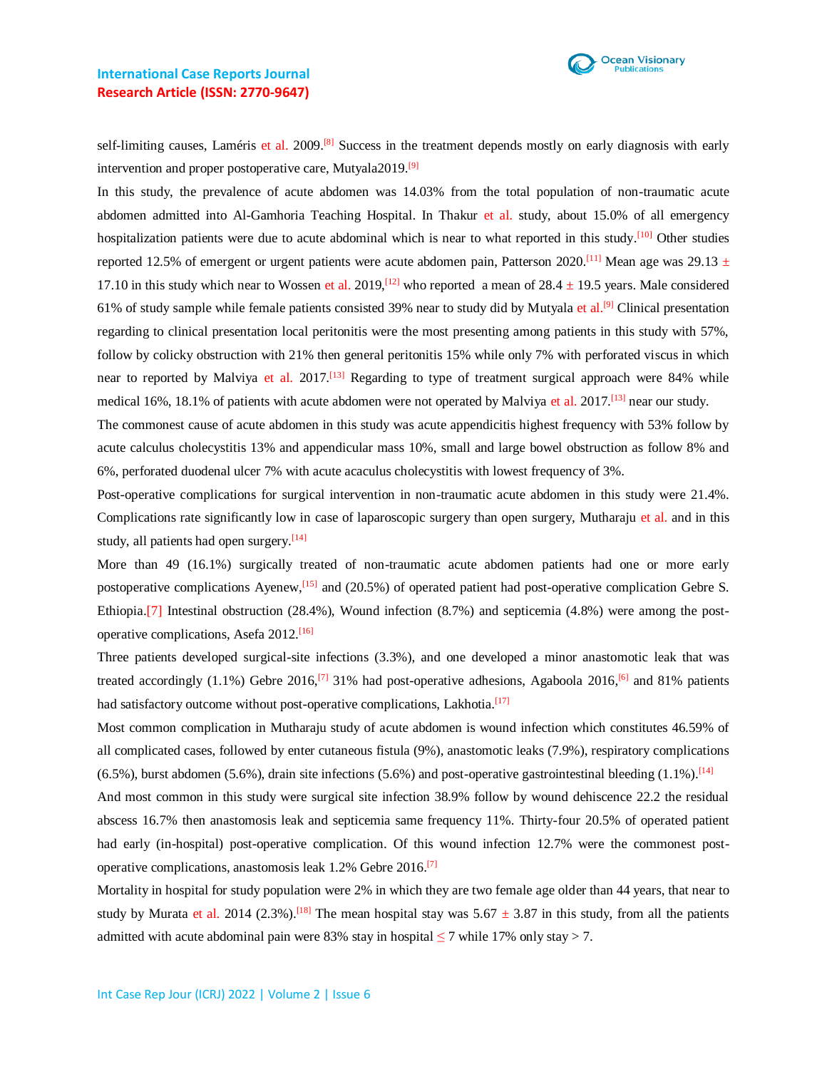self-limiting causes, Laméris et al. 2009.[8] Success in the treatment depends mostly on early diagnosis with early intervention and proper postoperative care, Mutyala2019.[9]

In this study, the prevalence of acute abdomen was 14.03% from the total population of non-traumatic acute abdomen admitted into Al-Gamhoria Teaching Hospital. In Thakur et al. study, about 15.0% of all emergency hospitalization patients were due to acute abdominal which is near to what reported in this study.[10] Other studies reported 12.5% of emergent or urgent patients were acute abdomen pain, Patterson 2020.[11] Mean age was 29.13 ± 17.10 in this study which near to Wossen et al. 2019,[12] who reported a mean of 28.4 ± 19.5 years. Male considered 61% of study sample while female patients consisted 39% near to study did by Mutyala et al.[9] Clinical presentation regarding to clinical presentation local peritonitis were the most presenting among patients in this study with 57%, follow by colicky obstruction with 21% then general peritonitis 15% while only 7% with perforated viscus in which near to reported by Malviya et al. 2017.[13] Regarding to type of treatment surgical approach were 84% while medical 16%, 18.1% of patients with acute abdomen were not operated by Malviya et al. 2017.[13] near our study.

The commonest cause of acute abdomen in this study was acute appendicitis highest frequency with 53% follow by acute calculus cholecystitis 13% and appendicular mass 10%, small and large bowel obstruction as follow 8% and 6%, perforated duodenal ulcer 7% with acute acaculus cholecystitis with lowest frequency of 3%.

Post-operative complications for surgical intervention in non-traumatic acute abdomen in this study were 21.4%. Complications rate significantly low in case of laparoscopic surgery than open surgery, Mutharaju et al. and in this study, all patients had open surgery.[14]

More than 49 (16.1%) surgically treated of non-traumatic acute abdomen patients had one or more early postoperative complications Ayenew,[15] and (20.5%) of operated patient had post-operative complication Gebre S. Ethiopia.[7] Intestinal obstruction (28.4%), Wound infection (8.7%) and septicemia (4.8%) were among the post-operative complications, Asefa 2012.[16]

Three patients developed surgical-site infections (3.3%), and one developed a minor anastomotic leak that was treated accordingly (1.1%) Gebre 2016,[7] 31% had post-operative adhesions, Agaboola 2016,[6] and 81% patients had satisfactory outcome without post-operative complications, Lakhotia.[17]

Most common complication in Mutharaju study of acute abdomen is wound infection which constitutes 46.59% of all complicated cases, followed by enter cutaneous fistula (9%), anastomotic leaks (7.9%), respiratory complications (6.5%), burst abdomen (5.6%), drain site infections (5.6%) and post-operative gastrointestinal bleeding (1.1%).[14]

And most common in this study were surgical site infection 38.9% follow by wound dehiscence 22.2 the residual abscess 16.7% then anastomosis leak and septicemia same frequency 11%. Thirty-four 20.5% of operated patient had early (in-hospital) post-operative complication. Of this wound infection 12.7% were the commonest post-operative complications, anastomosis leak 1.2% Gebre 2016.[7]

Mortality in hospital for study population were 2% in which they are two female age older than 44 years, that near to study by Murata et al. 2014 (2.3%).[18] The mean hospital stay was 5.67 ± 3.87 in this study, from all the patients admitted with acute abdominal pain were 83% stay in hospital ≤ 7 while 17% only stay > 7.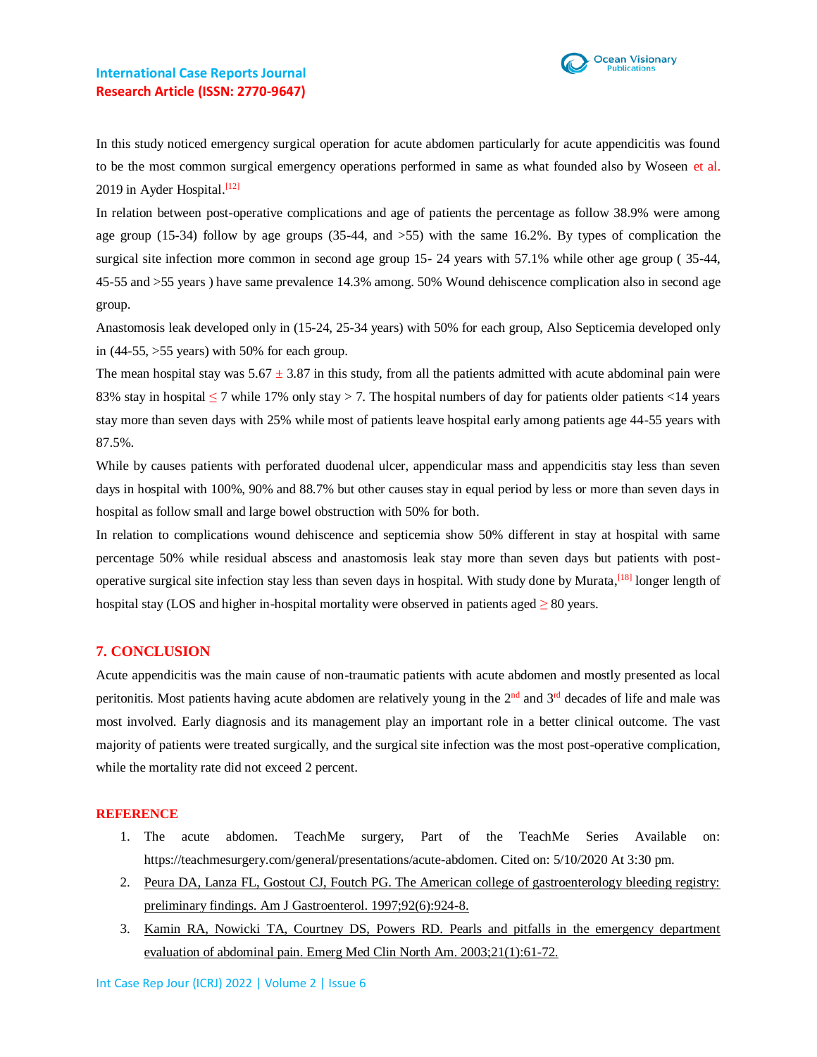In this study noticed emergency surgical operation for acute abdomen particularly for acute appendicitis was found to be the most common surgical emergency operations performed in same as what founded also by Woseen et al. 2019 in Ayder Hospital.[12]

In relation between post-operative complications and age of patients the percentage as follow 38.9% were among age group (15-34) follow by age groups (35-44, and >55) with the same 16.2%. By types of complication the surgical site infection more common in second age group 15- 24 years with 57.1% while other age group ( 35-44, 45-55 and >55 years ) have same prevalence 14.3% among. 50% Wound dehiscence complication also in second age group.

Anastomosis leak developed only in (15-24, 25-34 years) with 50% for each group, Also Septicemia developed only in (44-55, >55 years) with 50% for each group.

The mean hospital stay was 5.67 ± 3.87 in this study, from all the patients admitted with acute abdominal pain were 83% stay in hospital ≤ 7 while 17% only stay > 7. The hospital numbers of day for patients older patients <14 years stay more than seven days with 25% while most of patients leave hospital early among patients age 44-55 years with 87.5%.

While by causes patients with perforated duodenal ulcer, appendicular mass and appendicitis stay less than seven days in hospital with 100%, 90% and 88.7% but other causes stay in equal period by less or more than seven days in hospital as follow small and large bowel obstruction with 50% for both.

In relation to complications wound dehiscence and septicemia show 50% different in stay at hospital with same percentage 50% while residual abscess and anastomosis leak stay more than seven days but patients with post-operative surgical site infection stay less than seven days in hospital. With study done by Murata,[18] longer length of hospital stay (LOS and higher in-hospital mortality were observed in patients aged ≥ 80 years.

## 7. CONCLUSION

Acute appendicitis was the main cause of non-traumatic patients with acute abdomen and mostly presented as local peritonitis. Most patients having acute abdomen are relatively young in the 2nd and 3rd decades of life and male was most involved. Early diagnosis and its management play an important role in a better clinical outcome. The vast majority of patients were treated surgically, and the surgical site infection was the most post-operative complication, while the mortality rate did not exceed 2 percent.

## REFERENCE

1. The acute abdomen. TeachMe surgery, Part of the TeachMe Series Available on: https://teachmesurgery.com/general/presentations/acute-abdomen. Cited on: 5/10/2020 At 3:30 pm.
2. Peura DA, Lanza FL, Gostout CJ, Foutch PG. The American college of gastroenterology bleeding registry: preliminary findings. Am J Gastroenterol. 1997;92(6):924-8.
3. Kamin RA, Nowicki TA, Courtney DS, Powers RD. Pearls and pitfalls in the emergency department evaluation of abdominal pain. Emerg Med Clin North Am. 2003;21(1):61-72.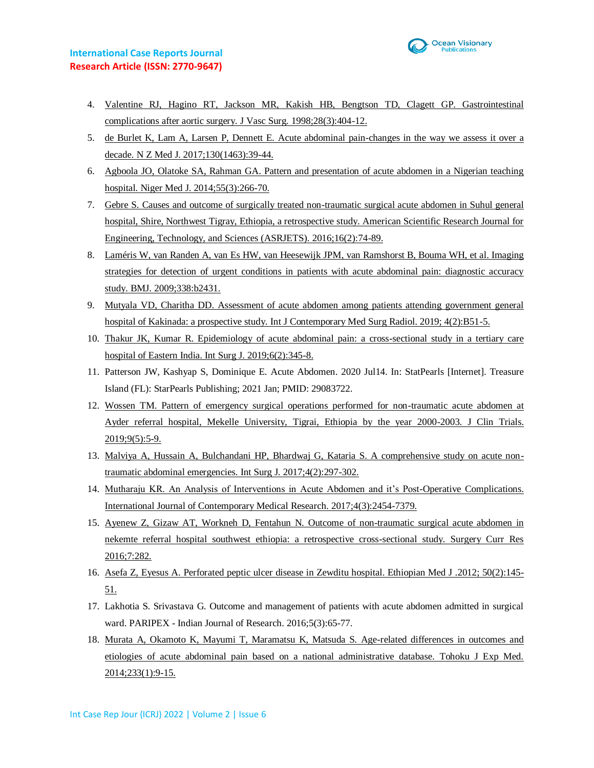4. Valentine RJ, Hagino RT, Jackson MR, Kakish HB, Bengtson TD, Clagett GP. Gastrointestinal complications after aortic surgery. J Vasc Surg. 1998;28(3):404-12.
5. de Burlet K, Lam A, Larsen P, Dennett E. Acute abdominal pain-changes in the way we assess it over a decade. N Z Med J. 2017;130(1463):39-44.
6. Agboola JO, Olatoke SA, Rahman GA. Pattern and presentation of acute abdomen in a Nigerian teaching hospital. Niger Med J. 2014;55(3):266-70.
7. Gebre S. Causes and outcome of surgically treated non-traumatic surgical acute abdomen in Suhul general hospital, Shire, Northwest Tigray, Ethiopia, a retrospective study. American Scientific Research Journal for Engineering, Technology, and Sciences (ASRJETS). 2016;16(2):74-89.
8. Laméris W, van Randen A, van Es HW, van Heesewijk JPM, van Ramshorst B, Bouma WH, et al. Imaging strategies for detection of urgent conditions in patients with acute abdominal pain: diagnostic accuracy study. BMJ. 2009;338:b2431.
9. Mutyala VD, Charitha DD. Assessment of acute abdomen among patients attending government general hospital of Kakinada: a prospective study. Int J Contemporary Med Surg Radiol. 2019; 4(2):B51-5.
10. Thakur JK, Kumar R. Epidemiology of acute abdominal pain: a cross-sectional study in a tertiary care hospital of Eastern India. Int Surg J. 2019;6(2):345-8.
11. Patterson JW, Kashyap S, Dominique E. Acute Abdomen. 2020 Jul14. In: StatPearls [Internet]. Treasure Island (FL): StarPearls Publishing; 2021 Jan; PMID: 29083722.
12. Wossen TM. Pattern of emergency surgical operations performed for non-traumatic acute abdomen at Ayder referral hospital, Mekelle University, Tigrai, Ethiopia by the year 2000-2003. J Clin Trials. 2019;9(5):5-9.
13. Malviya A, Hussain A, Bulchandani HP, Bhardwaj G, Kataria S. A comprehensive study on acute non-traumatic abdominal emergencies. Int Surg J. 2017;4(2):297-302.
14. Mutharaju KR. An Analysis of Interventions in Acute Abdomen and it's Post-Operative Complications. International Journal of Contemporary Medical Research. 2017;4(3):2454-7379.
15. Ayenew Z, Gizaw AT, Workneh D, Fentahun N. Outcome of non-traumatic surgical acute abdomen in nekemte referral hospital southwest ethiopia: a retrospective cross-sectional study. Surgery Curr Res 2016;7:282.
16. Asefa Z, Eyesus A. Perforated peptic ulcer disease in Zewditu hospital. Ethiopian Med J .2012; 50(2):145-51.
17. Lakhotia S. Srivastava G. Outcome and management of patients with acute abdomen admitted in surgical ward. PARIPEX - Indian Journal of Research. 2016;5(3):65-77.
18. Murata A, Okamoto K, Mayumi T, Maramatsu K, Matsuda S. Age-related differences in outcomes and etiologies of acute abdominal pain based on a national administrative database. Tohoku J Exp Med. 2014;233(1):9-15.